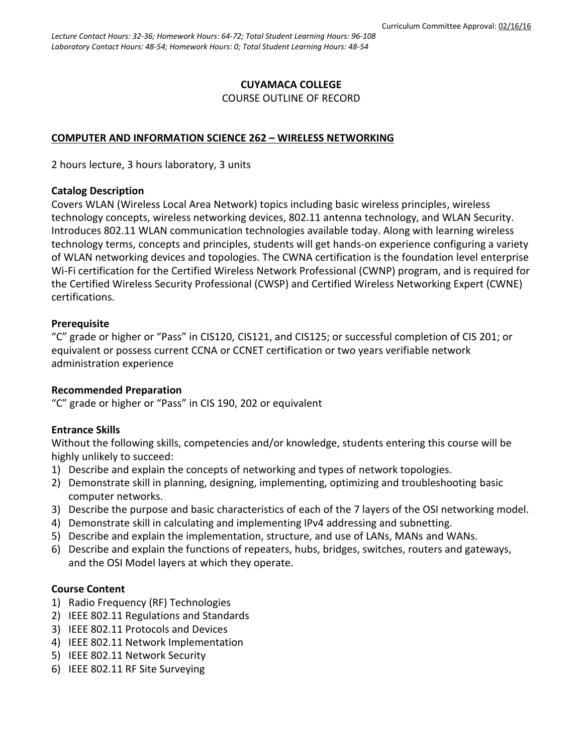Curriculum Committee Approval: 02/16/16

*Lecture Contact Hours: 32-36; Homework Hours: 64-72; Total Student Learning Hours: 96-108*
*Laboratory Contact Hours: 48-54; Homework Hours: 0; Total Student Learning Hours: 48-54*

**CUYAMACA COLLEGE**

COURSE OUTLINE OF RECORD

# COMPUTER AND INFORMATION SCIENCE 262 – WIRELESS NETWORKING

2 hours lecture, 3 hours laboratory, 3 units

### Catalog Description

Covers WLAN (Wireless Local Area Network) topics including basic wireless principles, wireless technology concepts, wireless networking devices, 802.11 antenna technology, and WLAN Security. Introduces 802.11 WLAN communication technologies available today. Along with learning wireless technology terms, concepts and principles, students will get hands-on experience configuring a variety of WLAN networking devices and topologies. The CWNA certification is the foundation level enterprise Wi-Fi certification for the Certified Wireless Network Professional (CWNP) program, and is required for the Certified Wireless Security Professional (CWSP) and Certified Wireless Networking Expert (CWNE) certifications.

### Prerequisite

"C" grade or higher or "Pass" in CIS120, CIS121, and CIS125; or successful completion of CIS 201; or equivalent or possess current CCNA or CCNET certification or two years verifiable network administration experience

### Recommended Preparation

"C" grade or higher or "Pass" in CIS 190, 202 or equivalent

### Entrance Skills

Without the following skills, competencies and/or knowledge, students entering this course will be highly unlikely to succeed:

1) Describe and explain the concepts of networking and types of network topologies.
2) Demonstrate skill in planning, designing, implementing, optimizing and troubleshooting basic computer networks.
3) Describe the purpose and basic characteristics of each of the 7 layers of the OSI networking model.
4) Demonstrate skill in calculating and implementing IPv4 addressing and subnetting.
5) Describe and explain the implementation, structure, and use of LANs, MANs and WANs.
6) Describe and explain the functions of repeaters, hubs, bridges, switches, routers and gateways, and the OSI Model layers at which they operate.

### Course Content

1) Radio Frequency (RF) Technologies
2) IEEE 802.11 Regulations and Standards
3) IEEE 802.11 Protocols and Devices
4) IEEE 802.11 Network Implementation
5) IEEE 802.11 Network Security
6) IEEE 802.11 RF Site Surveying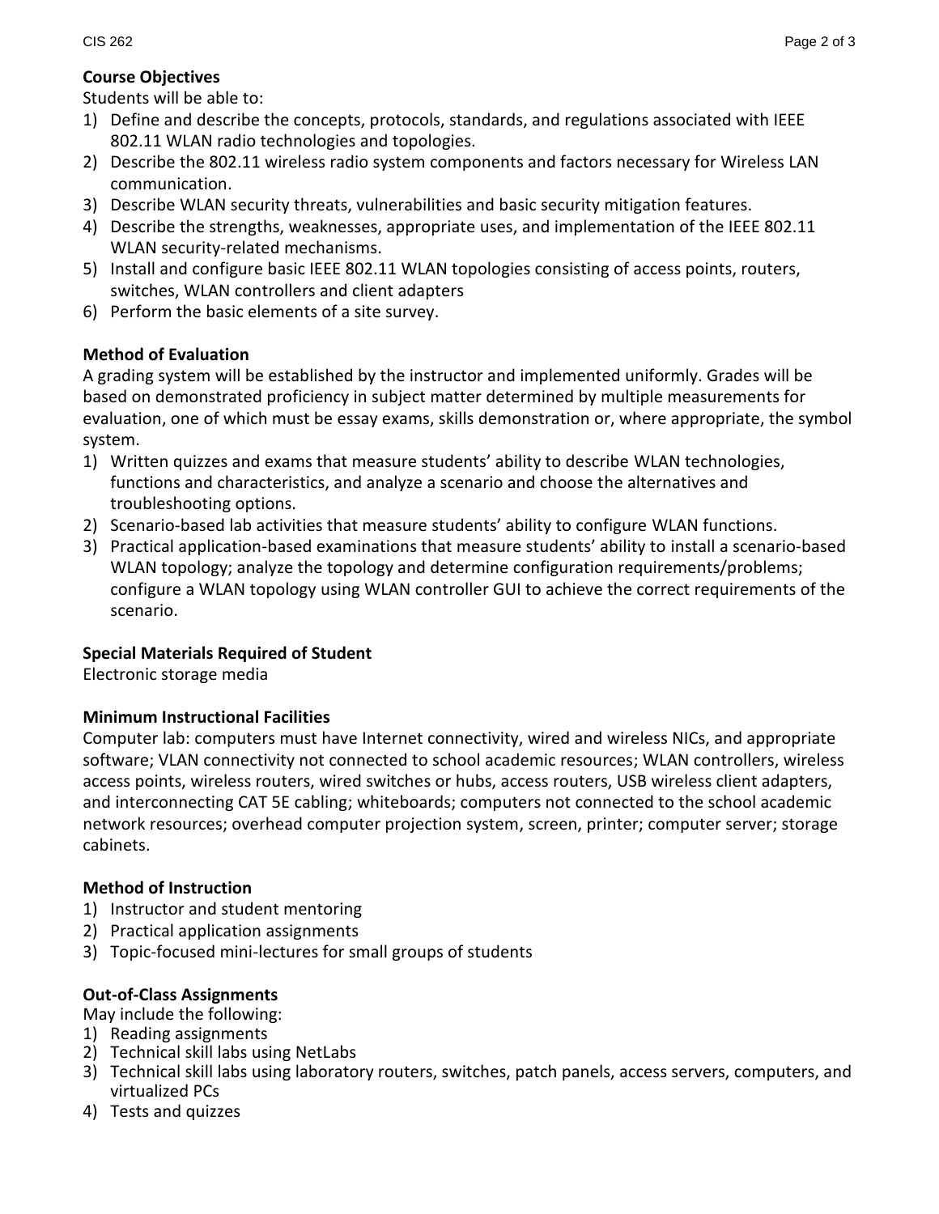**Course Objectives**

Students will be able to:

1) Define and describe the concepts, protocols, standards, and regulations associated with IEEE 802.11 WLAN radio technologies and topologies.
2) Describe the 802.11 wireless radio system components and factors necessary for Wireless LAN communication.
3) Describe WLAN security threats, vulnerabilities and basic security mitigation features.
4) Describe the strengths, weaknesses, appropriate uses, and implementation of the IEEE 802.11 WLAN security-related mechanisms.
5) Install and configure basic IEEE 802.11 WLAN topologies consisting of access points, routers, switches, WLAN controllers and client adapters
6) Perform the basic elements of a site survey.

**Method of Evaluation**

A grading system will be established by the instructor and implemented uniformly. Grades will be based on demonstrated proficiency in subject matter determined by multiple measurements for evaluation, one of which must be essay exams, skills demonstration or, where appropriate, the symbol system.

1) Written quizzes and exams that measure students' ability to describe WLAN technologies, functions and characteristics, and analyze a scenario and choose the alternatives and troubleshooting options.
2) Scenario-based lab activities that measure students' ability to configure WLAN functions.
3) Practical application-based examinations that measure students' ability to install a scenario-based WLAN topology; analyze the topology and determine configuration requirements/problems; configure a WLAN topology using WLAN controller GUI to achieve the correct requirements of the scenario.

**Special Materials Required of Student**

Electronic storage media

**Minimum Instructional Facilities**

Computer lab: computers must have Internet connectivity, wired and wireless NICs, and appropriate software; VLAN connectivity not connected to school academic resources; WLAN controllers, wireless access points, wireless routers, wired switches or hubs, access routers, USB wireless client adapters, and interconnecting CAT 5E cabling; whiteboards; computers not connected to the school academic network resources; overhead computer projection system, screen, printer; computer server; storage cabinets.

**Method of Instruction**

1) Instructor and student mentoring
2) Practical application assignments
3) Topic-focused mini-lectures for small groups of students

**Out-of-Class Assignments**

May include the following:

1) Reading assignments
2) Technical skill labs using NetLabs
3) Technical skill labs using laboratory routers, switches, patch panels, access servers, computers, and virtualized PCs
4) Tests and quizzes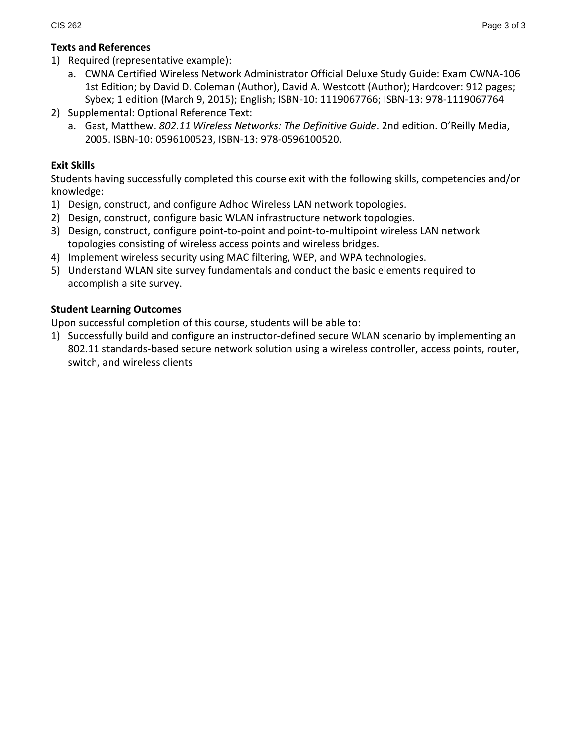**Texts and References**

1) Required (representative example):
   a. CWNA Certified Wireless Network Administrator Official Deluxe Study Guide: Exam CWNA-106 1st Edition; by David D. Coleman (Author), David A. Westcott (Author); Hardcover: 912 pages; Sybex; 1 edition (March 9, 2015); English; ISBN-10: 1119067766; ISBN-13: 978-1119067764
2) Supplemental: Optional Reference Text:
   a. Gast, Matthew. *802.11 Wireless Networks: The Definitive Guide*. 2nd edition. O'Reilly Media, 2005. ISBN-10: 0596100523, ISBN-13: 978-0596100520.

**Exit Skills**

Students having successfully completed this course exit with the following skills, competencies and/or knowledge:

1) Design, construct, and configure Adhoc Wireless LAN network topologies.
2) Design, construct, configure basic WLAN infrastructure network topologies.
3) Design, construct, configure point-to-point and point-to-multipoint wireless LAN network topologies consisting of wireless access points and wireless bridges.
4) Implement wireless security using MAC filtering, WEP, and WPA technologies.
5) Understand WLAN site survey fundamentals and conduct the basic elements required to accomplish a site survey.

**Student Learning Outcomes**

Upon successful completion of this course, students will be able to:

1) Successfully build and configure an instructor-defined secure WLAN scenario by implementing an 802.11 standards-based secure network solution using a wireless controller, access points, router, switch, and wireless clients